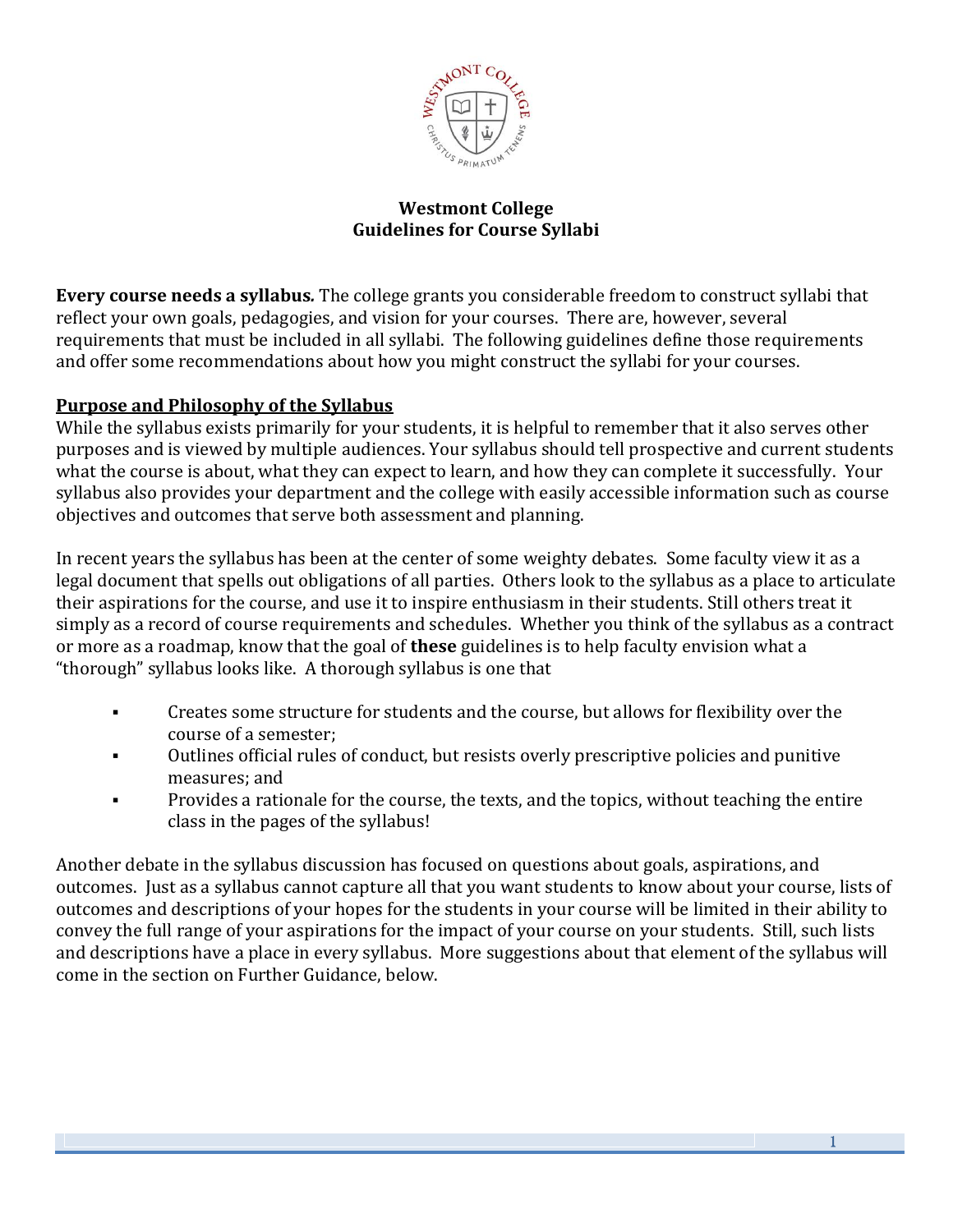# Westmont College
# Guidelines for Course Syllabi

**Every course needs a syllabus.** The college grants you considerable freedom to construct syllabi that reflect your own goals, pedagogies, and vision for your courses. There are, however, several requirements that must be included in all syllabi. The following guidelines define those requirements and offer some recommendations about how you might construct the syllabi for your courses.

## Purpose and Philosophy of the Syllabus

While the syllabus exists primarily for your students, it is helpful to remember that it also serves other purposes and is viewed by multiple audiences. Your syllabus should tell prospective and current students what the course is about, what they can expect to learn, and how they can complete it successfully. Your syllabus also provides your department and the college with easily accessible information such as course objectives and outcomes that serve both assessment and planning.

In recent years the syllabus has been at the center of some weighty debates. Some faculty view it as a legal document that spells out obligations of all parties. Others look to the syllabus as a place to articulate their aspirations for the course, and use it to inspire enthusiasm in their students. Still others treat it simply as a record of course requirements and schedules. Whether you think of the syllabus as a contract or more as a roadmap, know that the goal of **these** guidelines is to help faculty envision what a "thorough" syllabus looks like. A thorough syllabus is one that

- Creates some structure for students and the course, but allows for flexibility over the course of a semester;
- Outlines official rules of conduct, but resists overly prescriptive policies and punitive measures; and
- Provides a rationale for the course, the texts, and the topics, without teaching the entire class in the pages of the syllabus!

Another debate in the syllabus discussion has focused on questions about goals, aspirations, and outcomes. Just as a syllabus cannot capture all that you want students to know about your course, lists of outcomes and descriptions of your hopes for the students in your course will be limited in their ability to convey the full range of your aspirations for the impact of your course on your students. Still, such lists and descriptions have a place in every syllabus. More suggestions about that element of the syllabus will come in the section on Further Guidance, below.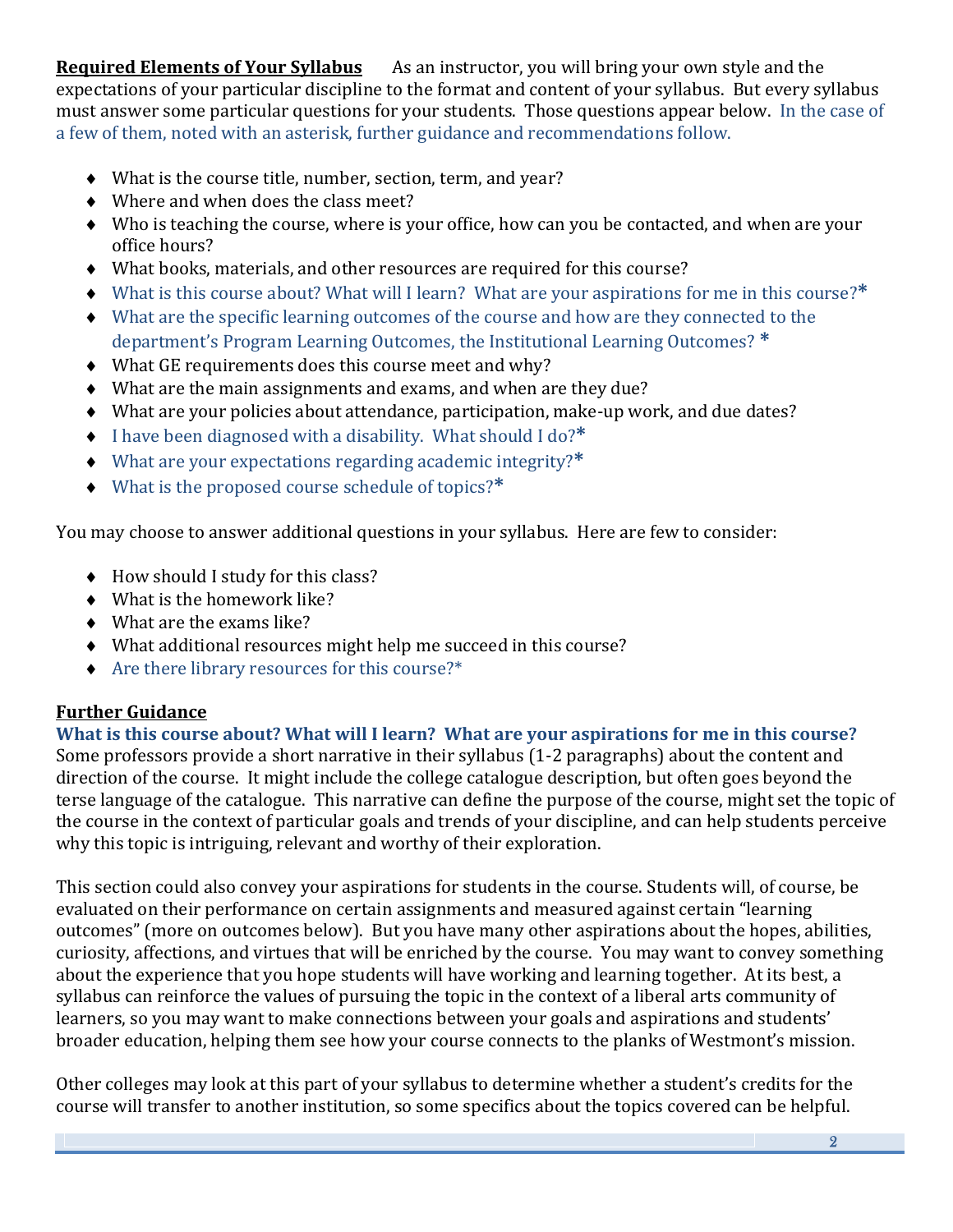**Required Elements of Your Syllabus** As an instructor, you will bring your own style and the expectations of your particular discipline to the format and content of your syllabus. But every syllabus must answer some particular questions for your students. Those questions appear below. In the case of a few of them, noted with an asterisk, further guidance and recommendations follow.

- What is the course title, number, section, term, and year?
- Where and when does the class meet?
- Who is teaching the course, where is your office, how can you be contacted, and when are your office hours?
- What books, materials, and other resources are required for this course?
- What is this course about? What will I learn? What are your aspirations for me in this course?*
- What are the specific learning outcomes of the course and how are they connected to the department's Program Learning Outcomes, the Institutional Learning Outcomes? *
- What GE requirements does this course meet and why?
- What are the main assignments and exams, and when are they due?
- What are your policies about attendance, participation, make-up work, and due dates?
- I have been diagnosed with a disability. What should I do?*
- What are your expectations regarding academic integrity?*
- What is the proposed course schedule of topics?*

You may choose to answer additional questions in your syllabus. Here are few to consider:

- How should I study for this class?
- What is the homework like?
- What are the exams like?
- What additional resources might help me succeed in this course?
- Are there library resources for this course?*

## Further Guidance

### What is this course about? What will I learn? What are your aspirations for me in this course?

Some professors provide a short narrative in their syllabus (1-2 paragraphs) about the content and direction of the course. It might include the college catalogue description, but often goes beyond the terse language of the catalogue. This narrative can define the purpose of the course, might set the topic of the course in the context of particular goals and trends of your discipline, and can help students perceive why this topic is intriguing, relevant and worthy of their exploration.

This section could also convey your aspirations for students in the course. Students will, of course, be evaluated on their performance on certain assignments and measured against certain "learning outcomes" (more on outcomes below). But you have many other aspirations about the hopes, abilities, curiosity, affections, and virtues that will be enriched by the course. You may want to convey something about the experience that you hope students will have working and learning together. At its best, a syllabus can reinforce the values of pursuing the topic in the context of a liberal arts community of learners, so you may want to make connections between your goals and aspirations and students' broader education, helping them see how your course connects to the planks of Westmont's mission.

Other colleges may look at this part of your syllabus to determine whether a student's credits for the course will transfer to another institution, so some specifics about the topics covered can be helpful.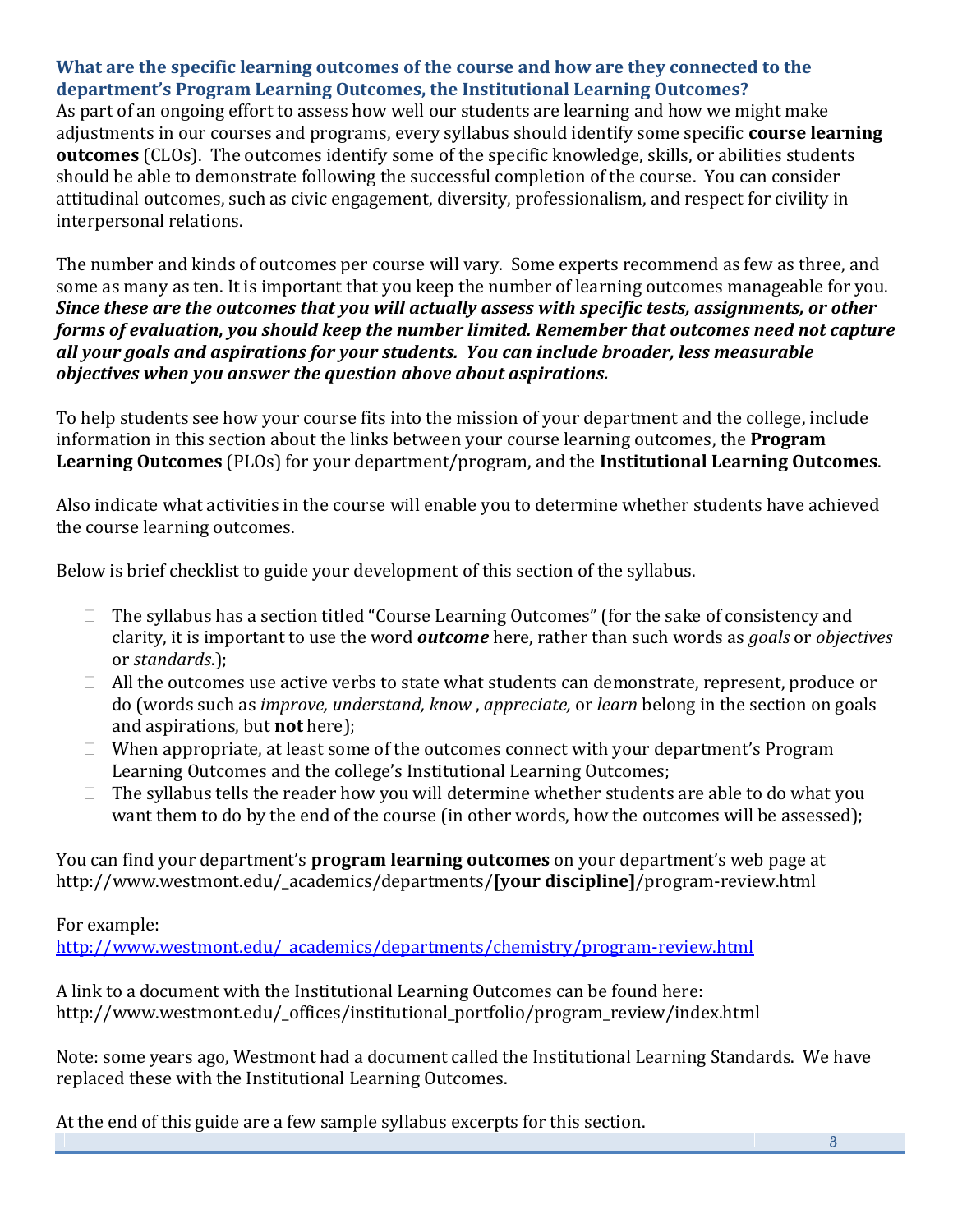### What are the specific learning outcomes of the course and how are they connected to the department's Program Learning Outcomes, the Institutional Learning Outcomes?

As part of an ongoing effort to assess how well our students are learning and how we might make adjustments in our courses and programs, every syllabus should identify some specific **course learning outcomes** (CLOs). The outcomes identify some of the specific knowledge, skills, or abilities students should be able to demonstrate following the successful completion of the course. You can consider attitudinal outcomes, such as civic engagement, diversity, professionalism, and respect for civility in interpersonal relations.

The number and kinds of outcomes per course will vary. Some experts recommend as few as three, and some as many as ten. It is important that you keep the number of learning outcomes manageable for you. ***Since these are the outcomes that you will actually assess with specific tests, assignments, or other forms of evaluation, you should keep the number limited. Remember that outcomes need not capture all your goals and aspirations for your students. You can include broader, less measurable objectives when you answer the question above about aspirations.***

To help students see how your course fits into the mission of your department and the college, include information in this section about the links between your course learning outcomes, the **Program Learning Outcomes** (PLOs) for your department/program, and the **Institutional Learning Outcomes**.

Also indicate what activities in the course will enable you to determine whether students have achieved the course learning outcomes.

Below is brief checklist to guide your development of this section of the syllabus.

- The syllabus has a section titled "Course Learning Outcomes" (for the sake of consistency and clarity, it is important to use the word ***outcome*** here, rather than such words as *goals* or *objectives* or *standards*.);
- All the outcomes use active verbs to state what students can demonstrate, represent, produce or do (words such as *improve, understand, know* , *appreciate,* or *learn* belong in the section on goals and aspirations, but **not** here);
- When appropriate, at least some of the outcomes connect with your department's Program Learning Outcomes and the college's Institutional Learning Outcomes;
- The syllabus tells the reader how you will determine whether students are able to do what you want them to do by the end of the course (in other words, how the outcomes will be assessed);

You can find your department's **program learning outcomes** on your department's web page at http://www.westmont.edu/_academics/departments/**[your discipline]**/program-review.html

For example:
[http://www.westmont.edu/_academics/departments/chemistry/program-review.html](http://www.westmont.edu/_academics/departments/chemistry/program-review.html)

A link to a document with the Institutional Learning Outcomes can be found here:
http://www.westmont.edu/_offices/institutional_portfolio/program_review/index.html

Note: some years ago, Westmont had a document called the Institutional Learning Standards. We have replaced these with the Institutional Learning Outcomes.

At the end of this guide are a few sample syllabus excerpts for this section.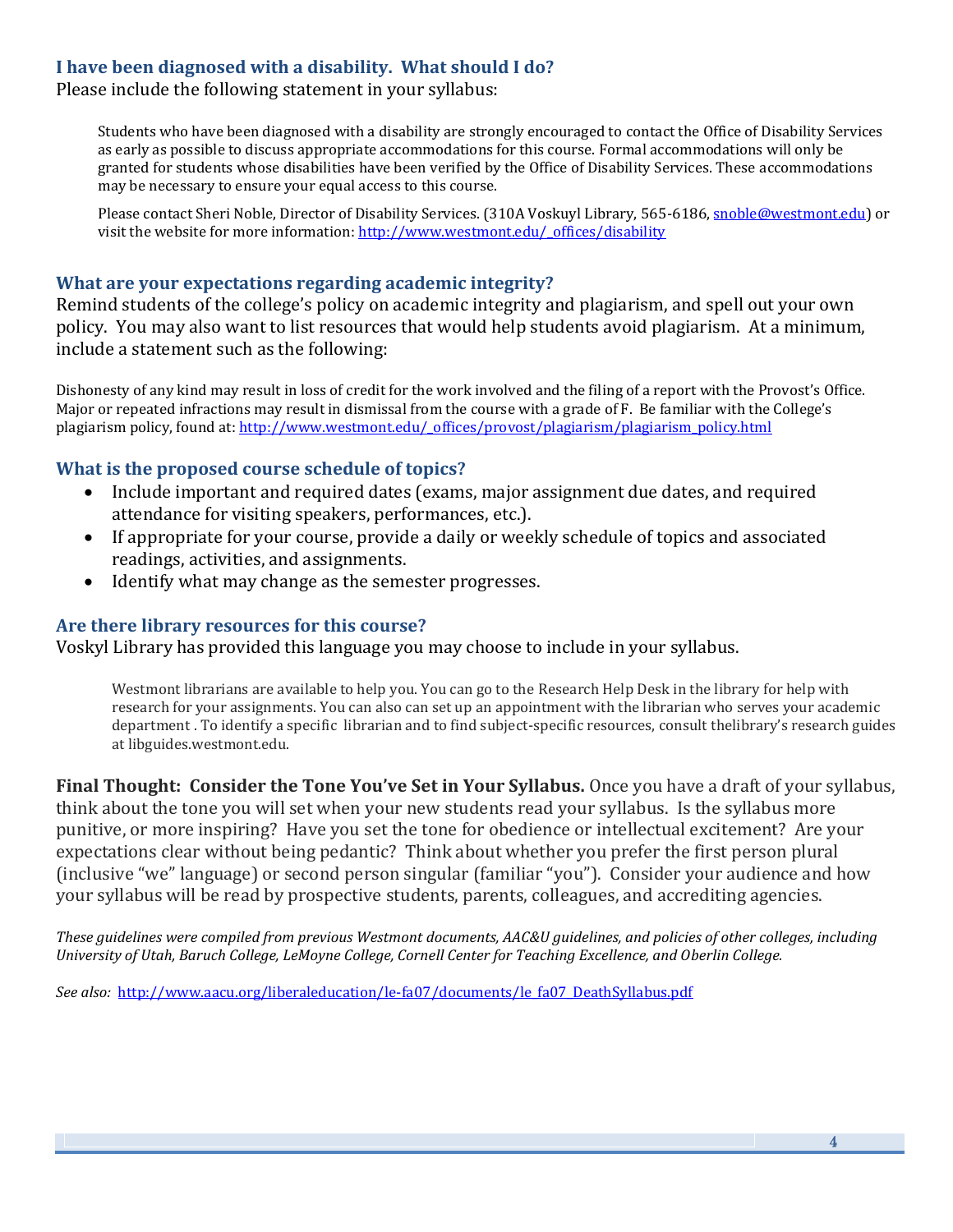### I have been diagnosed with a disability. What should I do?

Please include the following statement in your syllabus:

> Students who have been diagnosed with a disability are strongly encouraged to contact the Office of Disability Services as early as possible to discuss appropriate accommodations for this course. Formal accommodations will only be granted for students whose disabilities have been verified by the Office of Disability Services. These accommodations may be necessary to ensure your equal access to this course.
>
> Please contact Sheri Noble, Director of Disability Services. (310A Voskuyl Library, 565-6186, snoble@westmont.edu) or visit the website for more information: http://www.westmont.edu/_offices/disability

### What are your expectations regarding academic integrity?

Remind students of the college's policy on academic integrity and plagiarism, and spell out your own policy. You may also want to list resources that would help students avoid plagiarism. At a minimum, include a statement such as the following:

Dishonesty of any kind may result in loss of credit for the work involved and the filing of a report with the Provost's Office. Major or repeated infractions may result in dismissal from the course with a grade of F. Be familiar with the College's plagiarism policy, found at: http://www.westmont.edu/_offices/provost/plagiarism/plagiarism_policy.html

### What is the proposed course schedule of topics?

- Include important and required dates (exams, major assignment due dates, and required attendance for visiting speakers, performances, etc.).
- If appropriate for your course, provide a daily or weekly schedule of topics and associated readings, activities, and assignments.
- Identify what may change as the semester progresses.

### Are there library resources for this course?

Voskyl Library has provided this language you may choose to include in your syllabus.

> Westmont librarians are available to help you. You can go to the Research Help Desk in the library for help with research for your assignments. You can also can set up an appointment with the librarian who serves your academic department . To identify a specific librarian and to find subject-specific resources, consult thelibrary's research guides at libguides.westmont.edu.

**Final Thought: Consider the Tone You've Set in Your Syllabus.** Once you have a draft of your syllabus, think about the tone you will set when your new students read your syllabus. Is the syllabus more punitive, or more inspiring? Have you set the tone for obedience or intellectual excitement? Are your expectations clear without being pedantic? Think about whether you prefer the first person plural (inclusive "we" language) or second person singular (familiar "you"). Consider your audience and how your syllabus will be read by prospective students, parents, colleagues, and accrediting agencies.

*These guidelines were compiled from previous Westmont documents, AAC&U guidelines, and policies of other colleges, including University of Utah, Baruch College, LeMoyne College, Cornell Center for Teaching Excellence, and Oberlin College.*

*See also:* http://www.aacu.org/liberaleducation/le-fa07/documents/le_fa07_DeathSyllabus.pdf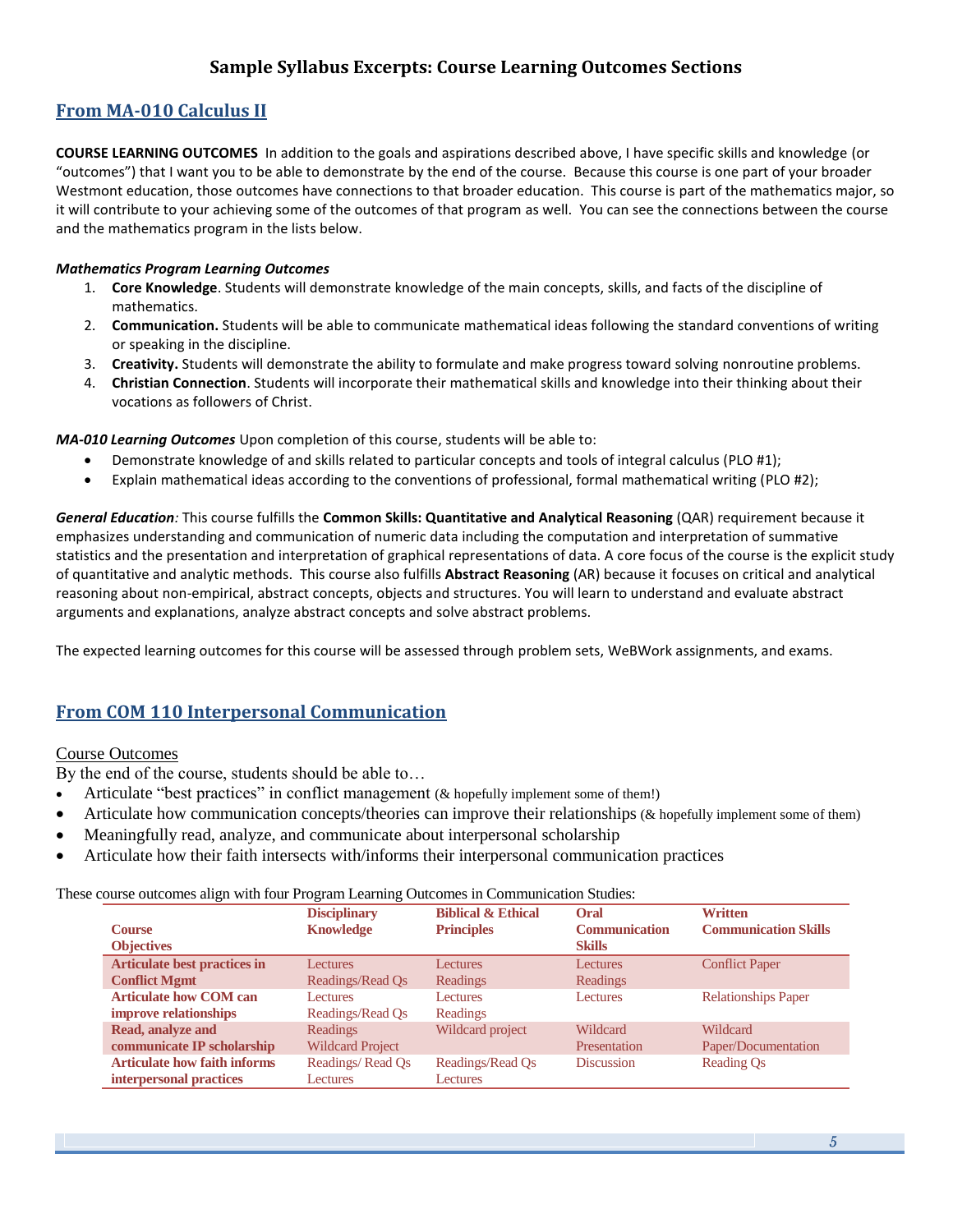# Sample Syllabus Excerpts: Course Learning Outcomes Sections

## From MA-010 Calculus II

**COURSE LEARNING OUTCOMES** In addition to the goals and aspirations described above, I have specific skills and knowledge (or "outcomes") that I want you to be able to demonstrate by the end of the course. Because this course is one part of your broader Westmont education, those outcomes have connections to that broader education. This course is part of the mathematics major, so it will contribute to your achieving some of the outcomes of that program as well. You can see the connections between the course and the mathematics program in the lists below.

***Mathematics Program Learning Outcomes***

1. **Core Knowledge**. Students will demonstrate knowledge of the main concepts, skills, and facts of the discipline of mathematics.
2. **Communication.** Students will be able to communicate mathematical ideas following the standard conventions of writing or speaking in the discipline.
3. **Creativity.** Students will demonstrate the ability to formulate and make progress toward solving nonroutine problems.
4. **Christian Connection**. Students will incorporate their mathematical skills and knowledge into their thinking about their vocations as followers of Christ.

***MA-010 Learning Outcomes*** Upon completion of this course, students will be able to:

- Demonstrate knowledge of and skills related to particular concepts and tools of integral calculus (PLO #1);
- Explain mathematical ideas according to the conventions of professional, formal mathematical writing (PLO #2);

***General Education:*** This course fulfills the **Common Skills: Quantitative and Analytical Reasoning** (QAR) requirement because it emphasizes understanding and communication of numeric data including the computation and interpretation of summative statistics and the presentation and interpretation of graphical representations of data. A core focus of the course is the explicit study of quantitative and analytic methods. This course also fulfills **Abstract Reasoning** (AR) because it focuses on critical and analytical reasoning about non-empirical, abstract concepts, objects and structures. You will learn to understand and evaluate abstract arguments and explanations, analyze abstract concepts and solve abstract problems.

The expected learning outcomes for this course will be assessed through problem sets, WeBWork assignments, and exams.

## From COM 110 Interpersonal Communication

Course Outcomes

By the end of the course, students should be able to…

- Articulate "best practices" in conflict management (& hopefully implement some of them!)
- Articulate how communication concepts/theories can improve their relationships (& hopefully implement some of them)
- Meaningfully read, analyze, and communicate about interpersonal scholarship
- Articulate how their faith intersects with/informs their interpersonal communication practices

These course outcomes align with four Program Learning Outcomes in Communication Studies:

| Course Objectives | Disciplinary Knowledge | Biblical & Ethical Principles | Oral Communication Skills | Written Communication Skills |
|---|---|---|---|---|
| **Articulate best practices in Conflict Mgmt** | Lectures<br>Readings/Read Qs | Lectures<br>Readings | Lectures<br>Readings | Conflict Paper |
| **Articulate how COM can improve relationships** | Lectures<br>Readings/Read Qs | Lectures<br>Readings | Lectures | Relationships Paper |
| **Read, analyze and communicate IP scholarship** | Readings<br>Wildcard Project | Wildcard project | Wildcard Presentation | Wildcard Paper/Documentation |
| **Articulate how faith informs interpersonal practices** | Readings/ Read Qs<br>Lectures | Readings/Read Qs<br>Lectures | Discussion | Reading Qs |